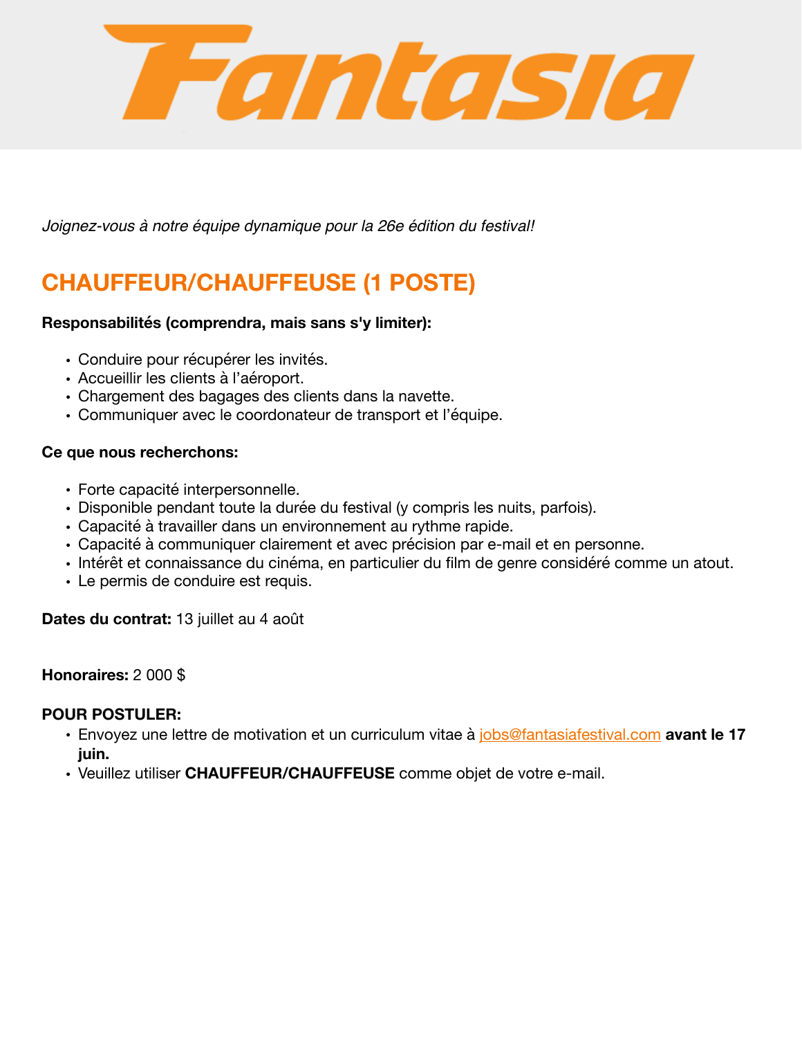# Fantasia

*Joignez-vous à notre équipe dynamique pour la 26e édition du festival!*

## CHAUFFEUR/CHAUFFEUSE (1 POSTE)

**Responsabilités (comprendra, mais sans s'y limiter):**

- Conduire pour récupérer les invités.
- Accueillir les clients à l'aéroport.
- Chargement des bagages des clients dans la navette.
- Communiquer avec le coordonateur de transport et l'équipe.

**Ce que nous recherchons:**

- Forte capacité interpersonnelle.
- Disponible pendant toute la durée du festival (y compris les nuits, parfois).
- Capacité à travailler dans un environnement au rythme rapide.
- Capacité à communiquer clairement et avec précision par e-mail et en personne.
- Intérêt et connaissance du cinéma, en particulier du film de genre considéré comme un atout.
- Le permis de conduire est requis.

**Dates du contrat:** 13 juillet au 4 août

**Honoraires:** 2 000 $

**POUR POSTULER:**

- Envoyez une lettre de motivation et un curriculum vitae à jobs@fantasiafestival.com **avant le 17 juin.**
- Veuillez utiliser **CHAUFFEUR/CHAUFFEUSE** comme objet de votre e-mail.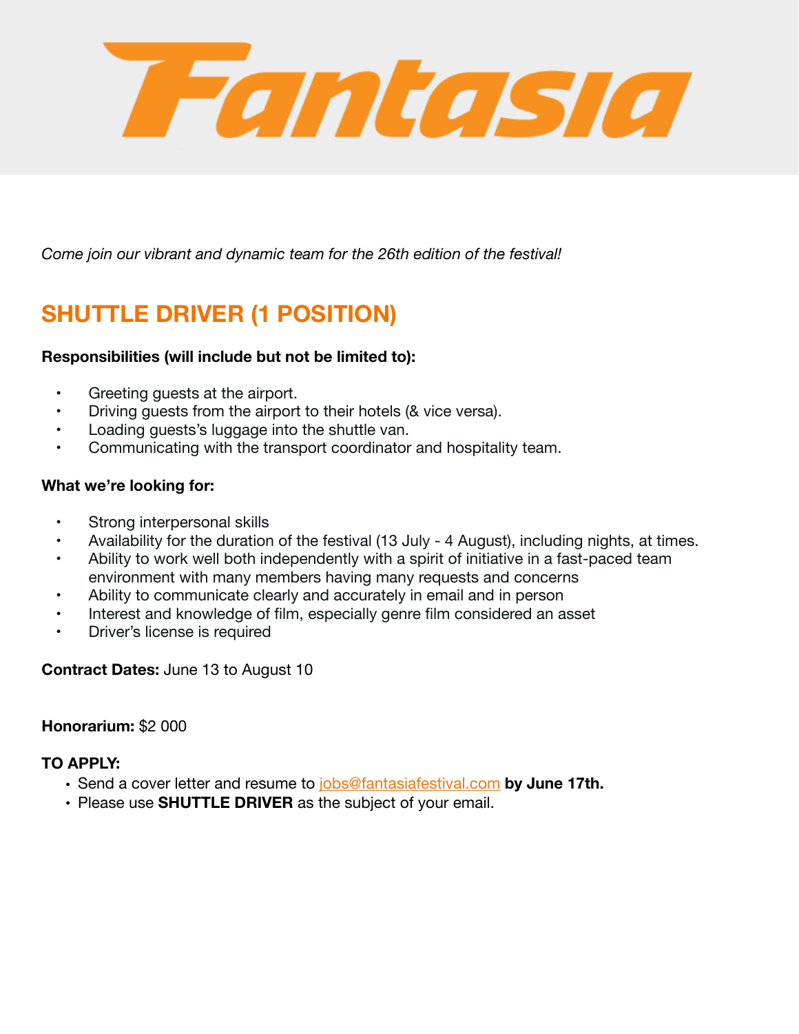# Fantasia

*Come join our vibrant and dynamic team for the 26th edition of the festival!*

## SHUTTLE DRIVER (1 POSITION)

**Responsibilities (will include but not be limited to):**

- Greeting guests at the airport.
- Driving guests from the airport to their hotels (& vice versa).
- Loading guests's luggage into the shuttle van.
- Communicating with the transport coordinator and hospitality team.

**What we're looking for:**

- Strong interpersonal skills
- Availability for the duration of the festival (13 July - 4 August), including nights, at times.
- Ability to work well both independently with a spirit of initiative in a fast-paced team environment with many members having many requests and concerns
- Ability to communicate clearly and accurately in email and in person
- Interest and knowledge of film, especially genre film considered an asset
- Driver's license is required

**Contract Dates:** June 13 to August 10

**Honorarium:** $2 000

**TO APPLY:**

- Send a cover letter and resume to jobs@fantasiafestival.com **by June 17th.**
- Please use **SHUTTLE DRIVER** as the subject of your email.